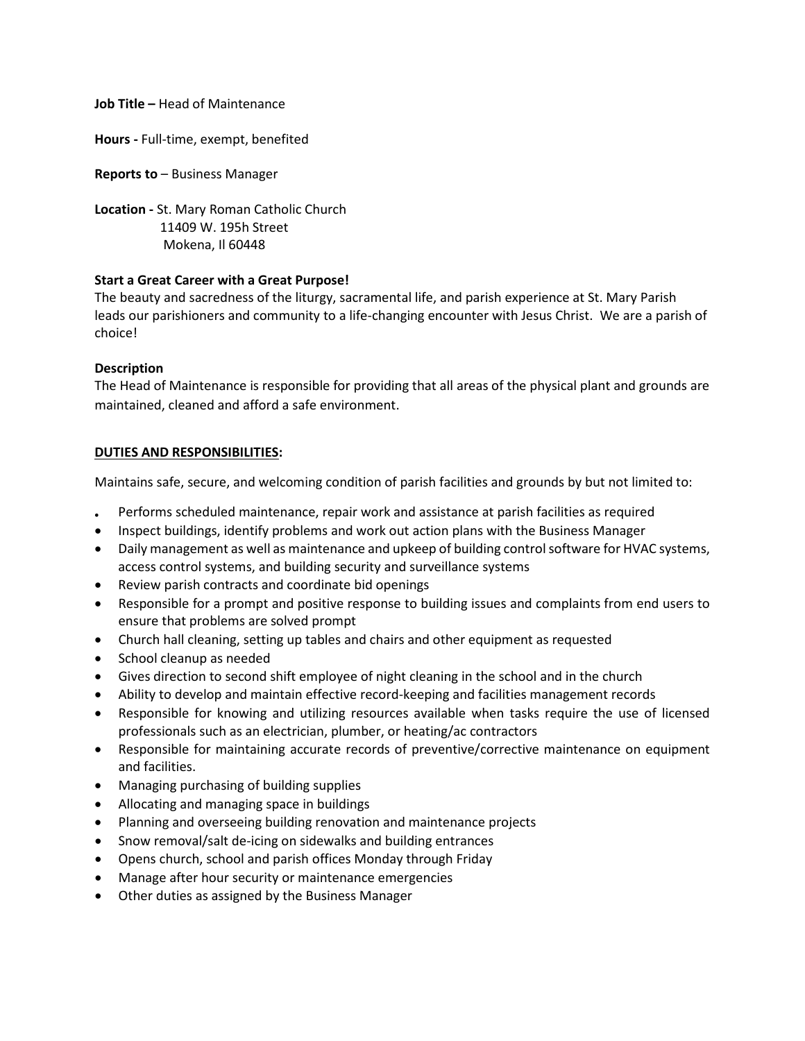**Job Title –** Head of Maintenance

**Hours -** Full-time, exempt, benefited

**Reports to** – Business Manager

**Location -** St. Mary Roman Catholic Church
11409 W. 195h Street
Mokena, Il 60448

**Start a Great Career with a Great Purpose!**

The beauty and sacredness of the liturgy, sacramental life, and parish experience at St. Mary Parish leads our parishioners and community to a life-changing encounter with Jesus Christ. We are a parish of choice!

**Description**

The Head of Maintenance is responsible for providing that all areas of the physical plant and grounds are maintained, cleaned and afford a safe environment.

**DUTIES AND RESPONSIBILITIES:**

Maintains safe, secure, and welcoming condition of parish facilities and grounds by but not limited to:

- Performs scheduled maintenance, repair work and assistance at parish facilities as required
- Inspect buildings, identify problems and work out action plans with the Business Manager
- Daily management as well as maintenance and upkeep of building control software for HVAC systems, access control systems, and building security and surveillance systems
- Review parish contracts and coordinate bid openings
- Responsible for a prompt and positive response to building issues and complaints from end users to ensure that problems are solved prompt
- Church hall cleaning, setting up tables and chairs and other equipment as requested
- School cleanup as needed
- Gives direction to second shift employee of night cleaning in the school and in the church
- Ability to develop and maintain effective record-keeping and facilities management records
- Responsible for knowing and utilizing resources available when tasks require the use of licensed professionals such as an electrician, plumber, or heating/ac contractors
- Responsible for maintaining accurate records of preventive/corrective maintenance on equipment and facilities.
- Managing purchasing of building supplies
- Allocating and managing space in buildings
- Planning and overseeing building renovation and maintenance projects
- Snow removal/salt de-icing on sidewalks and building entrances
- Opens church, school and parish offices Monday through Friday
- Manage after hour security or maintenance emergencies
- Other duties as assigned by the Business Manager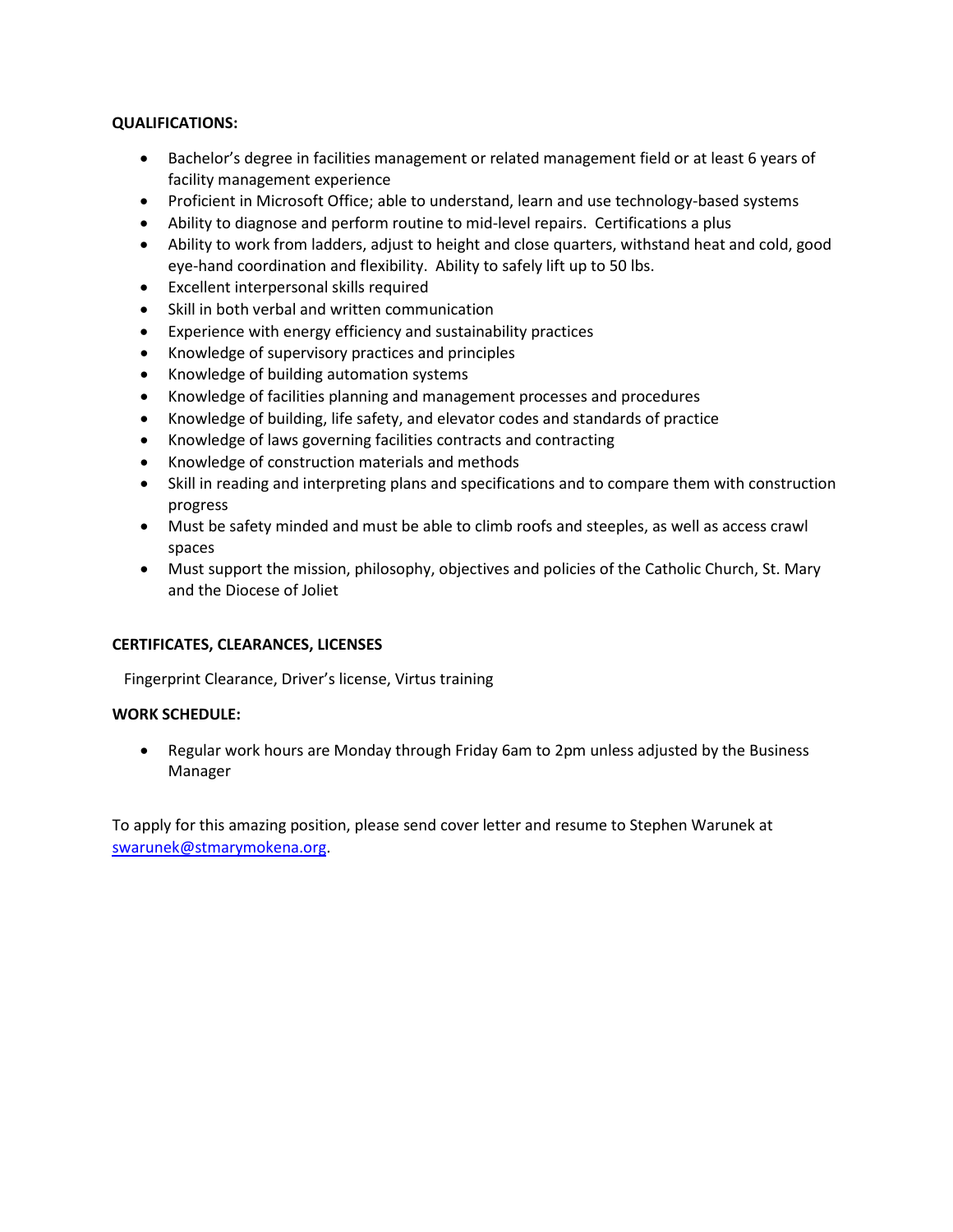**QUALIFICATIONS:**

- Bachelor's degree in facilities management or related management field or at least 6 years of facility management experience
- Proficient in Microsoft Office; able to understand, learn and use technology-based systems
- Ability to diagnose and perform routine to mid-level repairs. Certifications a plus
- Ability to work from ladders, adjust to height and close quarters, withstand heat and cold, good eye-hand coordination and flexibility. Ability to safely lift up to 50 lbs.
- Excellent interpersonal skills required
- Skill in both verbal and written communication
- Experience with energy efficiency and sustainability practices
- Knowledge of supervisory practices and principles
- Knowledge of building automation systems
- Knowledge of facilities planning and management processes and procedures
- Knowledge of building, life safety, and elevator codes and standards of practice
- Knowledge of laws governing facilities contracts and contracting
- Knowledge of construction materials and methods
- Skill in reading and interpreting plans and specifications and to compare them with construction progress
- Must be safety minded and must be able to climb roofs and steeples, as well as access crawl spaces
- Must support the mission, philosophy, objectives and policies of the Catholic Church, St. Mary and the Diocese of Joliet

**CERTIFICATES, CLEARANCES, LICENSES**

Fingerprint Clearance, Driver's license, Virtus training

**WORK SCHEDULE:**

- Regular work hours are Monday through Friday 6am to 2pm unless adjusted by the Business Manager

To apply for this amazing position, please send cover letter and resume to Stephen Warunek at swarunek@stmarymokena.org.